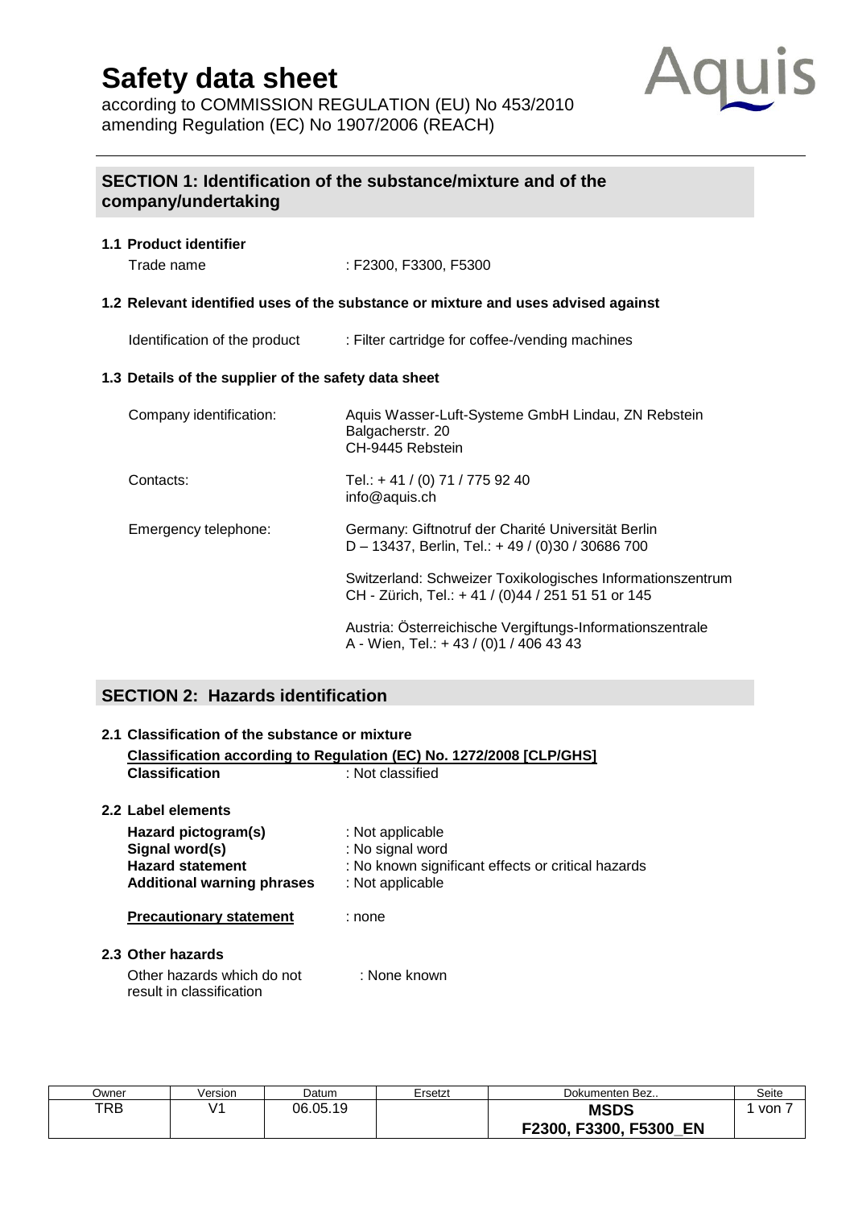# Safety data sheet

according to COMMISSION REGULATION (EU) No 453/2010
amending Regulation (EC) No 1907/2006 (REACH)

## SECTION 1: Identification of the substance/mixture and of the company/undertaking

### 1.1 Product identifier

Trade name : F2300, F3300, F5300

### 1.2 Relevant identified uses of the substance or mixture and uses advised against

Identification of the product : Filter cartridge for coffee-/vending machines

### 1.3 Details of the supplier of the safety data sheet

Company identification: Aquis Wasser-Luft-Systeme GmbH Lindau, ZN Rebstein
Balgacherstr. 20
CH-9445 Rebstein

Contacts: Tel.: + 41 / (0) 71 / 775 92 40
info@aquis.ch

Emergency telephone: Germany: Giftnotruf der Charité Universität Berlin
D – 13437, Berlin, Tel.: + 49 / (0)30 / 30686 700

Switzerland: Schweizer Toxikologisches Informationszentrum
CH - Zürich, Tel.: + 41 / (0)44 / 251 51 51 or 145

Austria: Österreichische Vergiftungs-Informationszentrale
A - Wien, Tel.: + 43 / (0)1 / 406 43 43

## SECTION 2: Hazards identification

### 2.1 Classification of the substance or mixture

**Classification according to Regulation (EC) No. 1272/2008 [CLP/GHS]**

**Classification** : Not classified

### 2.2 Label elements

**Hazard pictogram(s)** : Not applicable
**Signal word(s)** : No signal word
**Hazard statement** : No known significant effects or critical hazards
**Additional warning phrases** : Not applicable

**Precautionary statement** : none

### 2.3 Other hazards

Other hazards which do not result in classification : None known

| Owner | Version | Datum | Ersetzt | Dokumenten Bez.. | Seite |
|---|---|---|---|---|---|
| TRB | V1 | 06.05.19 | | **MSDS F2300, F3300, F5300_EN** | 1 von 7 |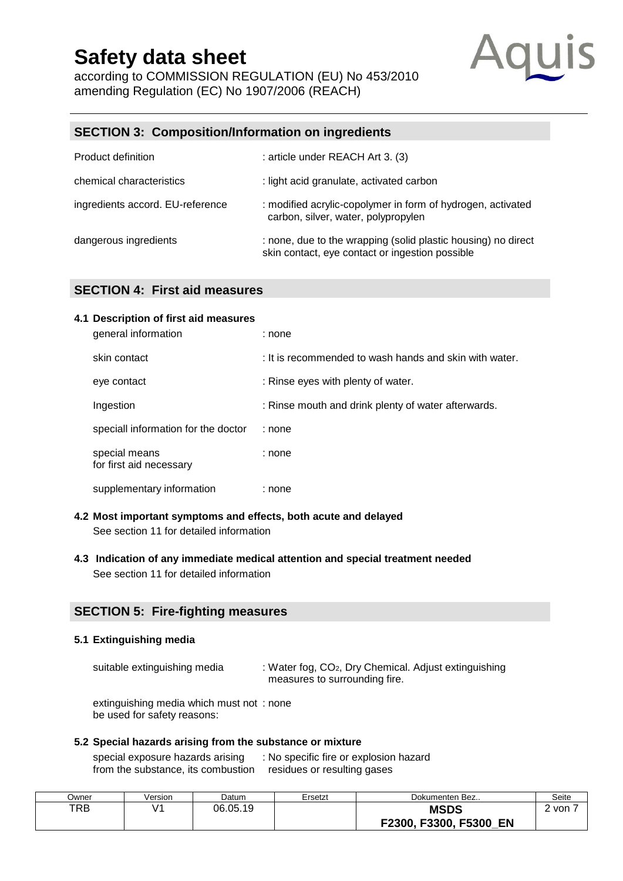## SECTION 3: Composition/Information on ingredients

| | |
|---|---|
| Product definition | : article under REACH Art 3. (3) |
| chemical characteristics | : light acid granulate, activated carbon |
| ingredients accord. EU-reference | : modified acrylic-copolymer in form of hydrogen, activated carbon, silver, water, polypropylen |
| dangerous ingredients | : none, due to the wrapping (solid plastic housing) no direct skin contact, eye contact or ingestion possible |

## SECTION 4: First aid measures

### 4.1 Description of first aid measures

| | |
|---|---|
| general information | : none |
| skin contact | : It is recommended to wash hands and skin with water. |
| eye contact | : Rinse eyes with plenty of water. |
| Ingestion | : Rinse mouth and drink plenty of water afterwards. |
| speciall information for the doctor | : none |
| special means for first aid necessary | : none |
| supplementary information | : none |

### 4.2 Most important symptoms and effects, both acute and delayed

See section 11 for detailed information

### 4.3 Indication of any immediate medical attention and special treatment needed

See section 11 for detailed information

## SECTION 5: Fire-fighting measures

### 5.1 Extinguishing media

| | |
|---|---|
| suitable extinguishing media | : Water fog, $CO_2$, Dry Chemical. Adjust extinguishing measures to surrounding fire. |
| extinguishing media which must not be used for safety reasons: | : none |

### 5.2 Special hazards arising from the substance or mixture

| | |
|---|---|
| special exposure hazards arising from the substance, its combustion | : No specific fire or explosion hazard residues or resulting gases |

| Owner | Version | Datum | Ersetzt | Dokumenten Bez.. |
|---|---|---|---|---|
| TRB | V1 | 06.05.19 | | **MSDS F2300, F3300, F5300_EN** |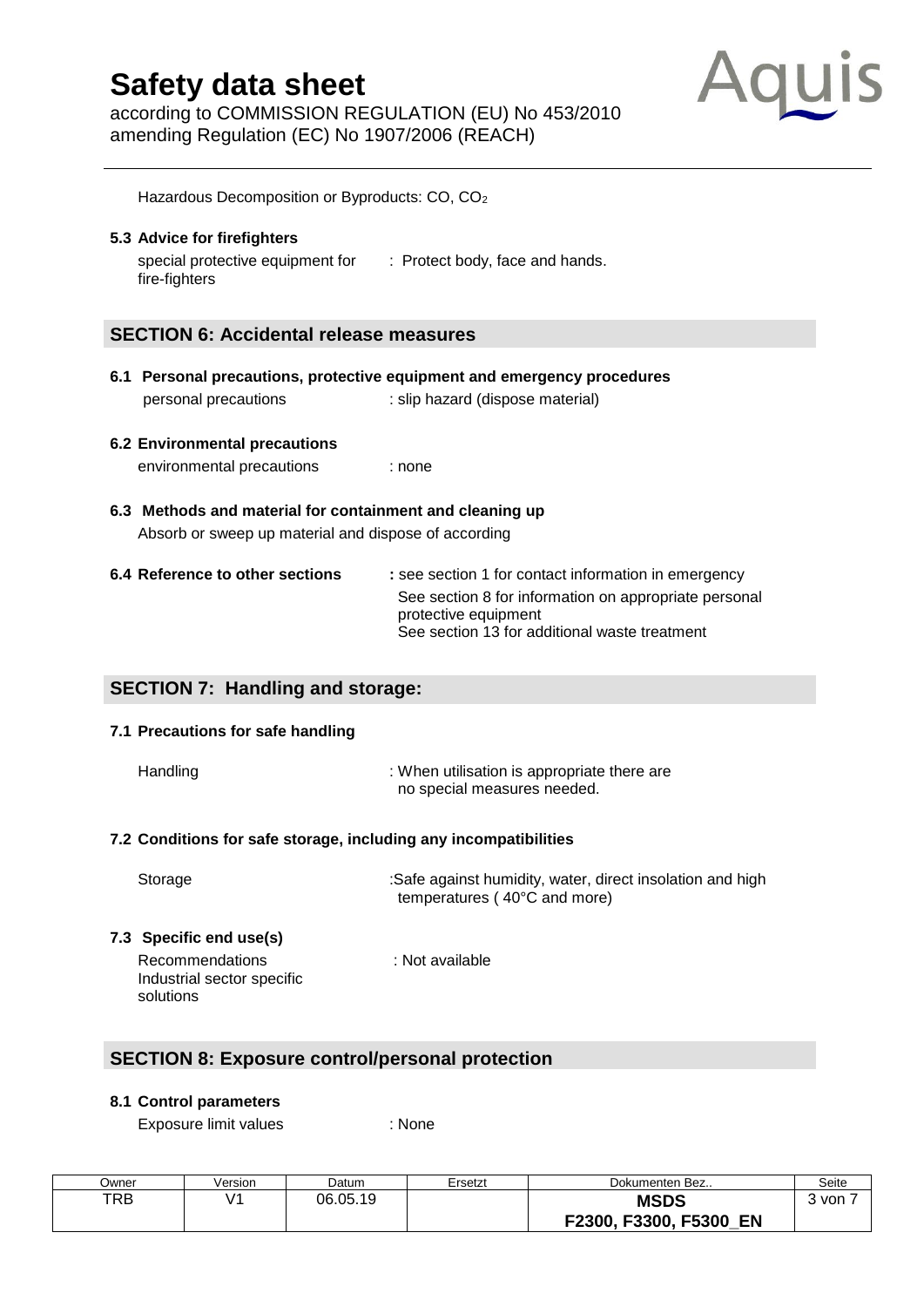Hazardous Decomposition or Byproducts: CO, $CO_2$

**5.3 Advice for firefighters**

special protective equipment for fire-fighters : Protect body, face and hands.

## SECTION 6: Accidental release measures

**6.1 Personal precautions, protective equipment and emergency procedures**

personal precautions : slip hazard (dispose material)

**6.2 Environmental precautions**

environmental precautions : none

**6.3 Methods and material for containment and cleaning up**

Absorb or sweep up material and dispose of according

**6.4 Reference to other sections** **:** see section 1 for contact information in emergency
See section 8 for information on appropriate personal protective equipment
See section 13 for additional waste treatment

## SECTION 7: Handling and storage:

**7.1 Precautions for safe handling**

Handling : When utilisation is appropriate there are no special measures needed.

**7.2 Conditions for safe storage, including any incompatibilities**

Storage :Safe against humidity, water, direct insolation and high temperatures ( 40°C and more)

**7.3 Specific end use(s)**

Recommendations
Industrial sector specific solutions : Not available

## SECTION 8: Exposure control/personal protection

**8.1 Control parameters**

Exposure limit values : None

| Owner | Version | Datum | Ersetzt | Dokumenten Bez.. | Seite |
|---|---|---|---|---|---|
| TRB | V1 | 06.05.19 | | **MSDS F2300, F3300, F5300_EN** | 3 von 7 |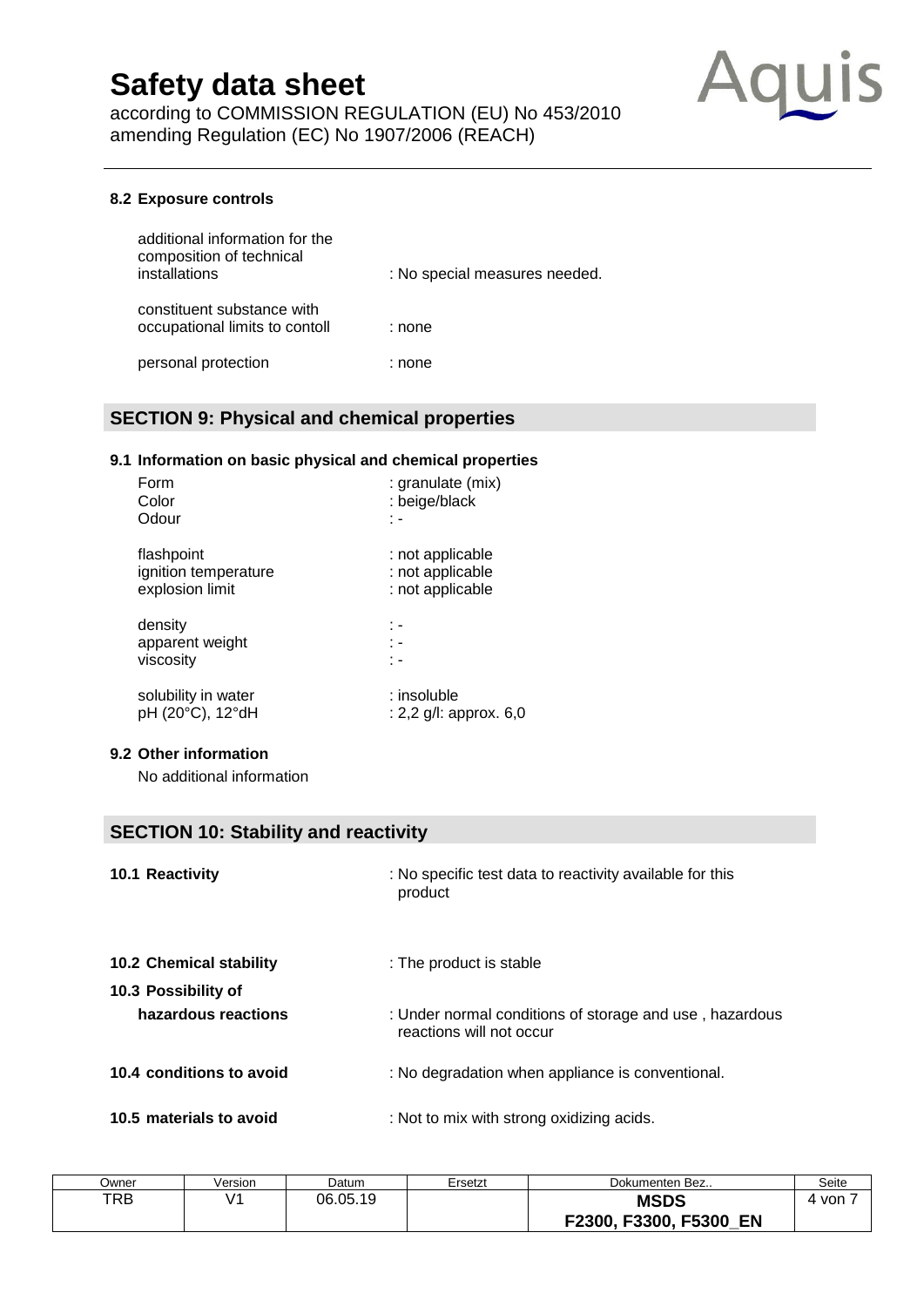#### 8.2 Exposure controls

| | |
|---|---|
| additional information for the composition of technical installations | : No special measures needed. |
| constituent substance with occupational limits to contoll | : none |
| personal protection | : none |

## SECTION 9: Physical and chemical properties

#### 9.1 Information on basic physical and chemical properties

| | |
|---|---|
| Form | : granulate (mix) |
| Color | : beige/black |
| Odour | : - |
| flashpoint | : not applicable |
| ignition temperature | : not applicable |
| explosion limit | : not applicable |
| density | : - |
| apparent weight | : - |
| viscosity | : - |
| solubility in water | : insoluble |
| pH (20°C), 12°dH | : 2,2 g/l: approx. 6,0 |

#### 9.2 Other information

No additional information

## SECTION 10: Stability and reactivity

| | |
|---|---|
| **10.1 Reactivity** | : No specific test data to reactivity available for this product |
| **10.2 Chemical stability** | : The product is stable |
| **10.3 Possibility of hazardous reactions** | : Under normal conditions of storage and use , hazardous reactions will not occur |
| **10.4 conditions to avoid** | : No degradation when appliance is conventional. |
| **10.5 materials to avoid** | : Not to mix with strong oxidizing acids. |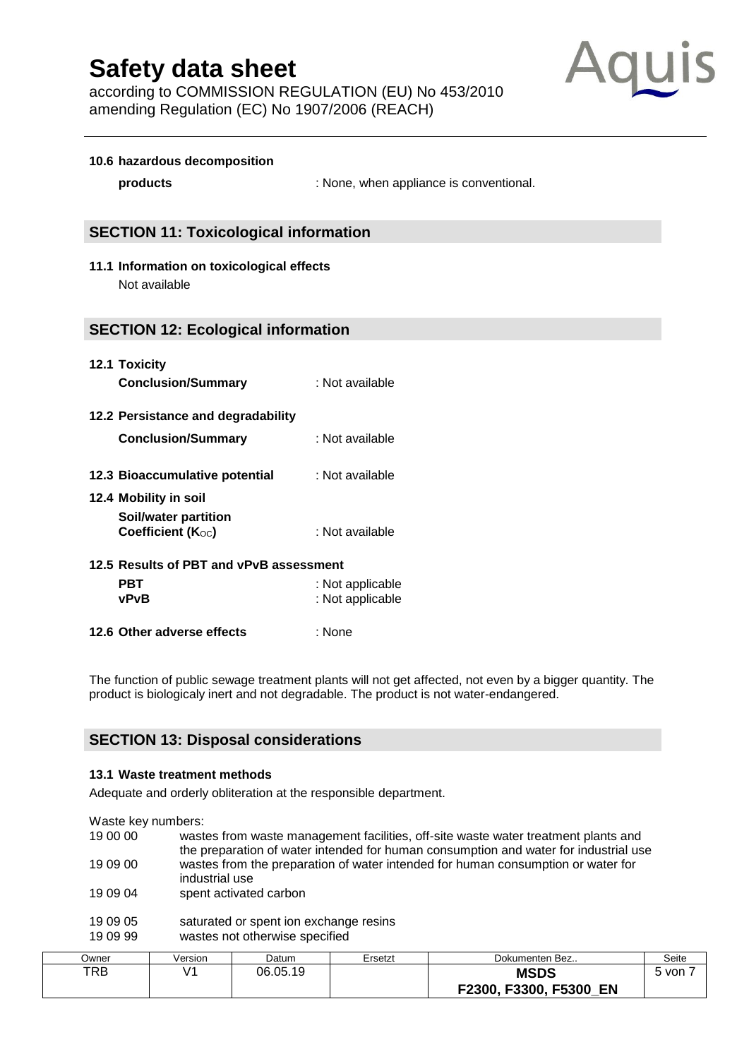**10.6 hazardous decomposition products** : None, when appliance is conventional.

## SECTION 11: Toxicological information

**11.1 Information on toxicological effects**

Not available

## SECTION 12: Ecological information

**12.1 Toxicity**

**Conclusion/Summary** : Not available

**12.2 Persistance and degradability**

**Conclusion/Summary** : Not available

**12.3 Bioaccumulative potential** : Not available

**12.4 Mobility in soil**

**Soil/water partition Coefficient ($K_{OC}$)** : Not available

**12.5 Results of PBT and vPvB assessment**

**PBT** : Not applicable
**vPvB** : Not applicable

**12.6 Other adverse effects** : None

The function of public sewage treatment plants will not get affected, not even by a bigger quantity. The product is biologicaly inert and not degradable. The product is not water-endangered.

## SECTION 13: Disposal considerations

**13.1 Waste treatment methods**

Adequate and orderly obliteration at the responsible department.

Waste key numbers:

| | |
|---|---|
| 19 00 00 | wastes from waste management facilities, off-site waste water treatment plants and the preparation of water intended for human consumption and water for industrial use |
| 19 09 00 | wastes from the preparation of water intended for human consumption or water for industrial use |
| 19 09 04 | spent activated carbon |
| 19 09 05 | saturated or spent ion exchange resins |
| 19 09 99 | wastes not otherwise specified |

| Owner | Version | Datum | Ersetzt | Dokumenten Bez.. |
|---|---|---|---|---|
| TRB | V1 | 06.05.19 | | **MSDS F2300, F3300, F5300_EN** |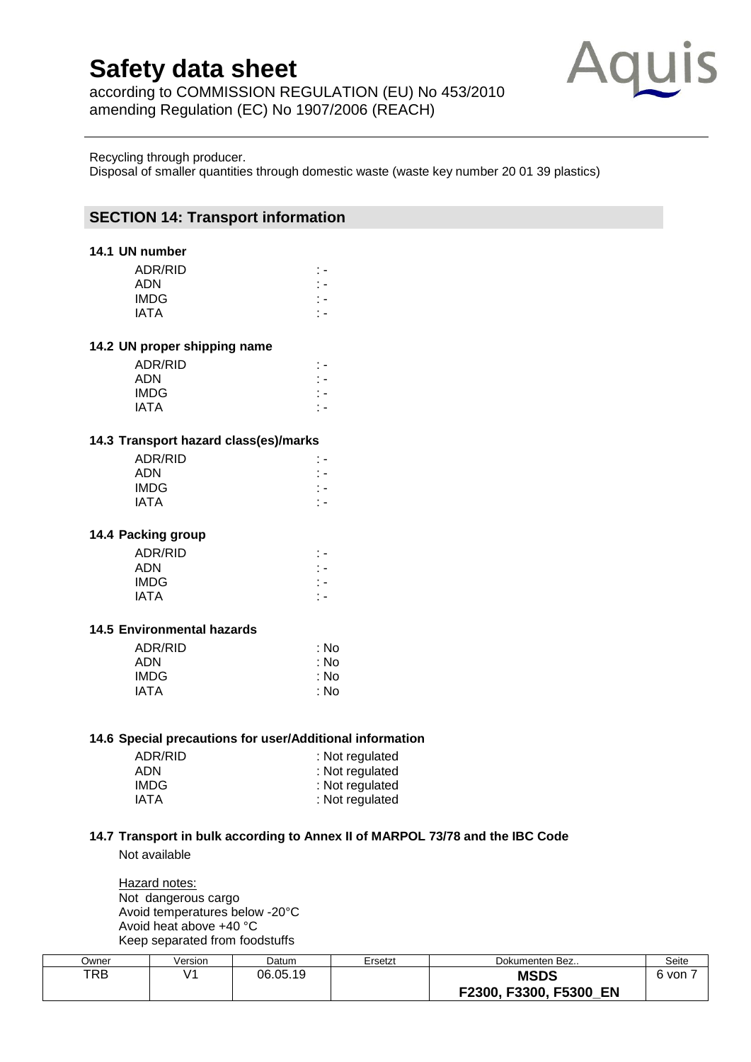Recycling through producer.
Disposal of smaller quantities through domestic waste (waste key number 20 01 39 plastics)

## SECTION 14: Transport information

### 14.1 UN number

| | |
|---|---|
| ADR/RID | : - |
| ADN | : - |
| IMDG | : - |
| IATA | : - |

### 14.2 UN proper shipping name

| | |
|---|---|
| ADR/RID | : - |
| ADN | : - |
| IMDG | : - |
| IATA | : - |

### 14.3 Transport hazard class(es)/marks

| | |
|---|---|
| ADR/RID | : - |
| ADN | : - |
| IMDG | : - |
| IATA | : - |

### 14.4 Packing group

| | |
|---|---|
| ADR/RID | : - |
| ADN | : - |
| IMDG | : - |
| IATA | : - |

### 14.5 Environmental hazards

| | |
|---|---|
| ADR/RID | : No |
| ADN | : No |
| IMDG | : No |
| IATA | : No |

### 14.6 Special precautions for user/Additional information

| | |
|---|---|
| ADR/RID | : Not regulated |
| ADN | : Not regulated |
| IMDG | : Not regulated |
| IATA | : Not regulated |

### 14.7 Transport in bulk according to Annex II of MARPOL 73/78 and the IBC Code

Not available

Hazard notes:
Not dangerous cargo
Avoid temperatures below -20°C
Avoid heat above +40 °C
Keep separated from foodstuffs

| Owner | Version | Datum | Ersetzt | Dokumenten Bez.. | Seite |
|---|---|---|---|---|---|
| TRB | V1 | 06.05.19 | | **MSDS F2300, F3300, F5300_EN** | 6 von 7 |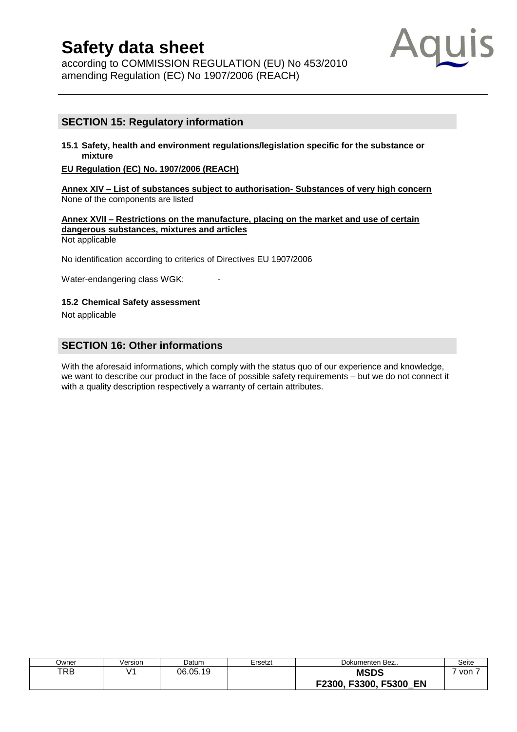## SECTION 15: Regulatory information

**15.1 Safety, health and environment regulations/legislation specific for the substance or mixture**

**EU Regulation (EC) No. 1907/2006 (REACH)**

**Annex XIV – List of substances subject to authorisation- Substances of very high concern**
None of the components are listed

**Annex XVII – Restrictions on the manufacture, placing on the market and use of certain dangerous substances, mixtures and articles**
Not applicable

No identification according to criterics of Directives EU 1907/2006

Water-endangering class WGK: -

**15.2 Chemical Safety assessment**

Not applicable

## SECTION 16: Other informations

With the aforesaid informations, which comply with the status quo of our experience and knowledge, we want to describe our product in the face of possible safety requirements – but we do not connect it with a quality description respectively a warranty of certain attributes.